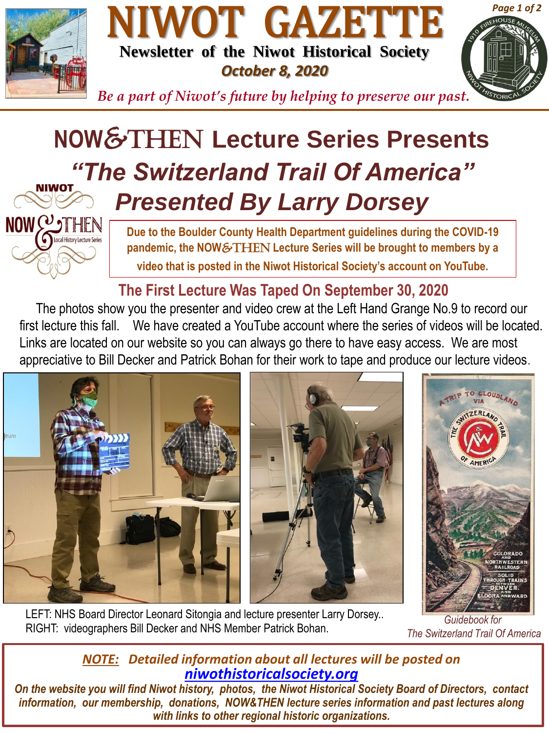# NIWOT GAZETTE

**Newsletter of the Niwot Historical Society**

***October 8, 2020***

*Be a part of Niwot's future by helping to preserve our past.*

## NOW&THEN Lecture Series Presents

## *"The Switzerland Trail Of America"*

## *Presented By Larry Dorsey*

**Due to the Boulder County Health Department guidelines during the COVID-19 pandemic, the NOW&THEN Lecture Series will be brought to members by a video that is posted in the Niwot Historical Society's account on YouTube.**

### The First Lecture Was Taped On September 30, 2020

The photos show you the presenter and video crew at the Left Hand Grange No.9 to record our first lecture this fall. We have created a YouTube account where the series of videos will be located. Links are located on our website so you can always go there to have easy access. We are most appreciative to Bill Decker and Patrick Bohan for their work to tape and produce our lecture videos.

LEFT: NHS Board Director Leonard Sitongia and lecture presenter Larry Dorsey..
RIGHT: videographers Bill Decker and NHS Member Patrick Bohan.

*Guidebook for The Switzerland Trail Of America*

***NOTE:* *Detailed information about all lectures will be posted on [niwothistoricalsociety.org](niwothistoricalsociety.org)***

***On the website you will find Niwot history, photos, the Niwot Historical Society Board of Directors, contact information, our membership, donations, NOW&THEN lecture series information and past lectures along with links to other regional historic organizations.***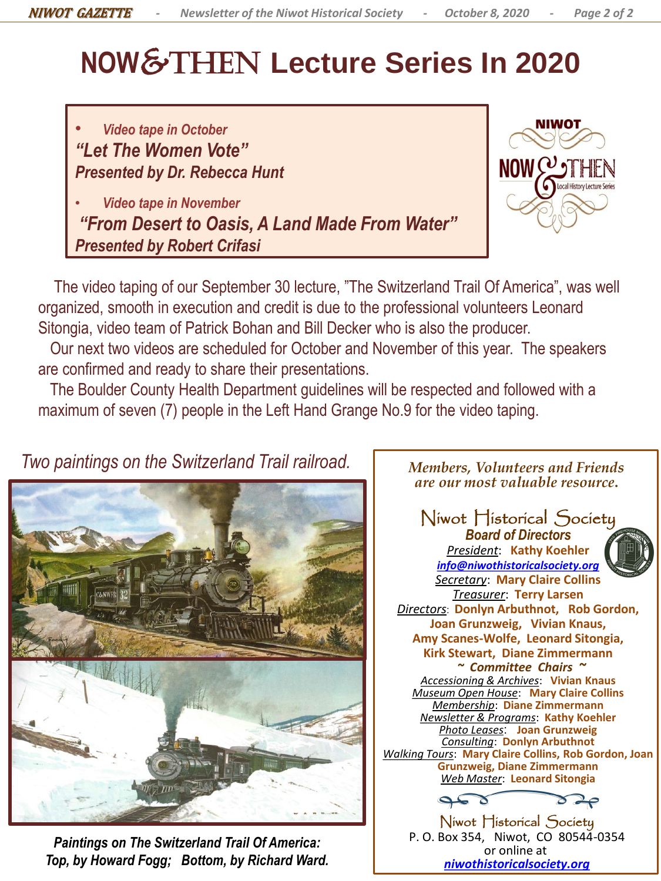# NOW & THEN Lecture Series In 2020

- *Video tape in October*

***"Let The Women Vote"***
***Presented by Dr. Rebecca Hunt***

- *Video tape in November*

***"From Desert to Oasis, A Land Made From Water"***
***Presented by Robert Crifasi***

NIWOT NOW & THEN Local History Lecture Series

The video taping of our September 30 lecture, "The Switzerland Trail Of America", was well organized, smooth in execution and credit is due to the professional volunteers Leonard Sitongia, video team of Patrick Bohan and Bill Decker who is also the producer.

Our next two videos are scheduled for October and November of this year. The speakers are confirmed and ready to share their presentations.

The Boulder County Health Department guidelines will be respected and followed with a maximum of seven (7) people in the Left Hand Grange No.9 for the video taping.

*Two paintings on the Switzerland Trail railroad.*

***Paintings on The Switzerland Trail Of America: Top, by Howard Fogg; Bottom, by Richard Ward.***

*Members, Volunteers and Friends are our most valuable resource.*

## Niwot Historical Society

***Board of Directors***

*President*: **Kathy Koehler**
*info@niwothistoricalsociety.org*
*Secretary*: **Mary Claire Collins**
*Treasurer*: **Terry Larsen**
*Directors*: **Donlyn Arbuthnot, Rob Gordon, Joan Grunzweig, Vivian Knaus, Amy Scanes-Wolfe, Leonard Sitongia, Kirk Stewart, Diane Zimmermann**

***~ Committee Chairs ~***

*Accessioning & Archives*: **Vivian Knaus**
*Museum Open House*: **Mary Claire Collins**
*Membership*: **Diane Zimmermann**
*Newsletter & Programs*: **Kathy Koehler**
*Photo Leases*: **Joan Grunzweig**
*Consulting*: **Donlyn Arbuthnot**
*Walking Tours*: **Mary Claire Collins, Rob Gordon, Joan Grunzweig, Diane Zimmermann**
*Web Master*: **Leonard Sitongia**

Niwot Historical Society
P. O. Box 354, Niwot, CO 80544-0354
or online at
***niwothistoricalsociety.org***